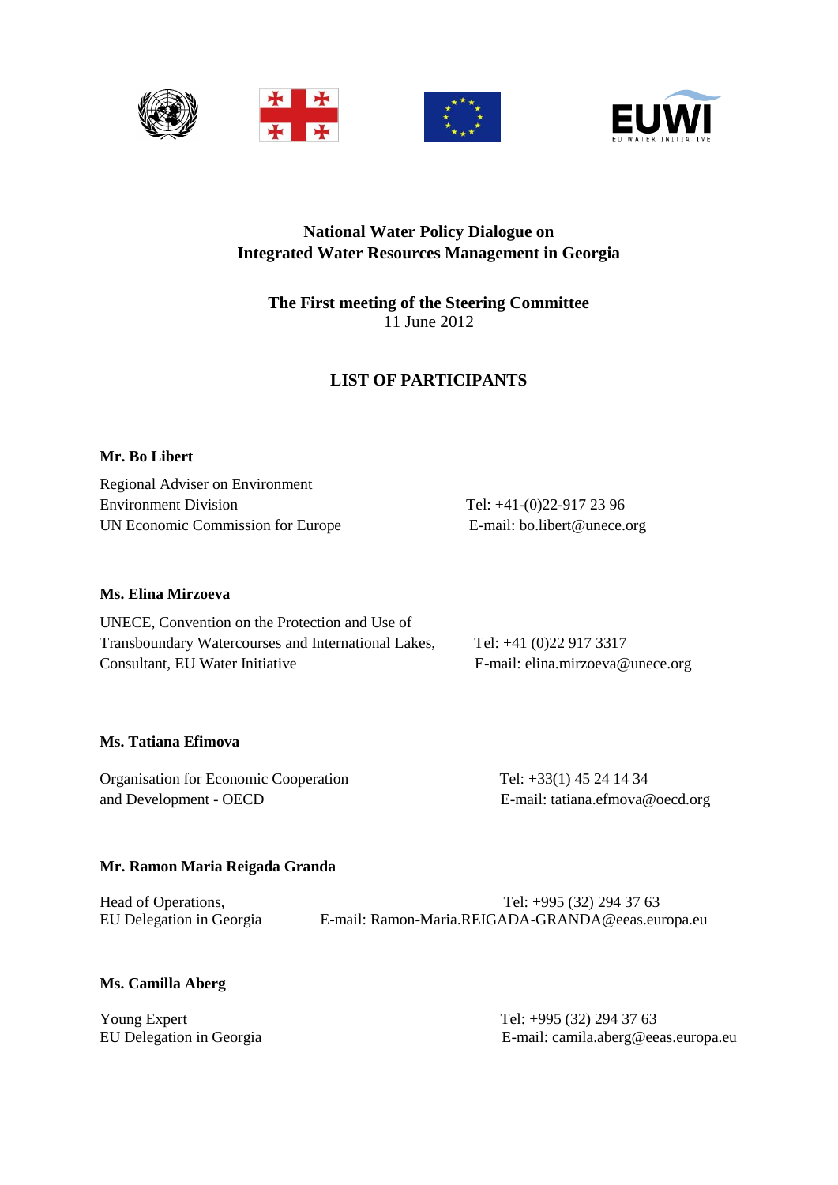**National Water Policy Dialogue on**
**Integrated Water Resources Management in Georgia**

**The First meeting of the Steering Committee**
11 June 2012

## LIST OF PARTICIPANTS

**Mr. Bo Libert**

Regional Adviser on Environment
Environment Division
UN Economic Commission for Europe

Tel: +41-(0)22-917 23 96
E-mail: bo.libert@unece.org

**Ms. Elina Mirzoeva**

UNECE, Convention on the Protection and Use of Transboundary Watercourses and International Lakes,
Consultant, EU Water Initiative

Tel: +41 (0)22 917 3317
E-mail: elina.mirzoeva@unece.org

**Ms. Tatiana Efimova**

Organisation for Economic Cooperation and Development - OECD

Tel: +33(1) 45 24 14 34
E-mail: tatiana.efmova@oecd.org

**Mr. Ramon Maria Reigada Granda**

Head of Operations,
EU Delegation in Georgia

Tel: +995 (32) 294 37 63
E-mail: Ramon-Maria.REIGADA-GRANDA@eeas.europa.eu

**Ms. Camilla Aberg**

Young Expert
EU Delegation in Georgia

Tel: +995 (32) 294 37 63
E-mail: camila.aberg@eeas.europa.eu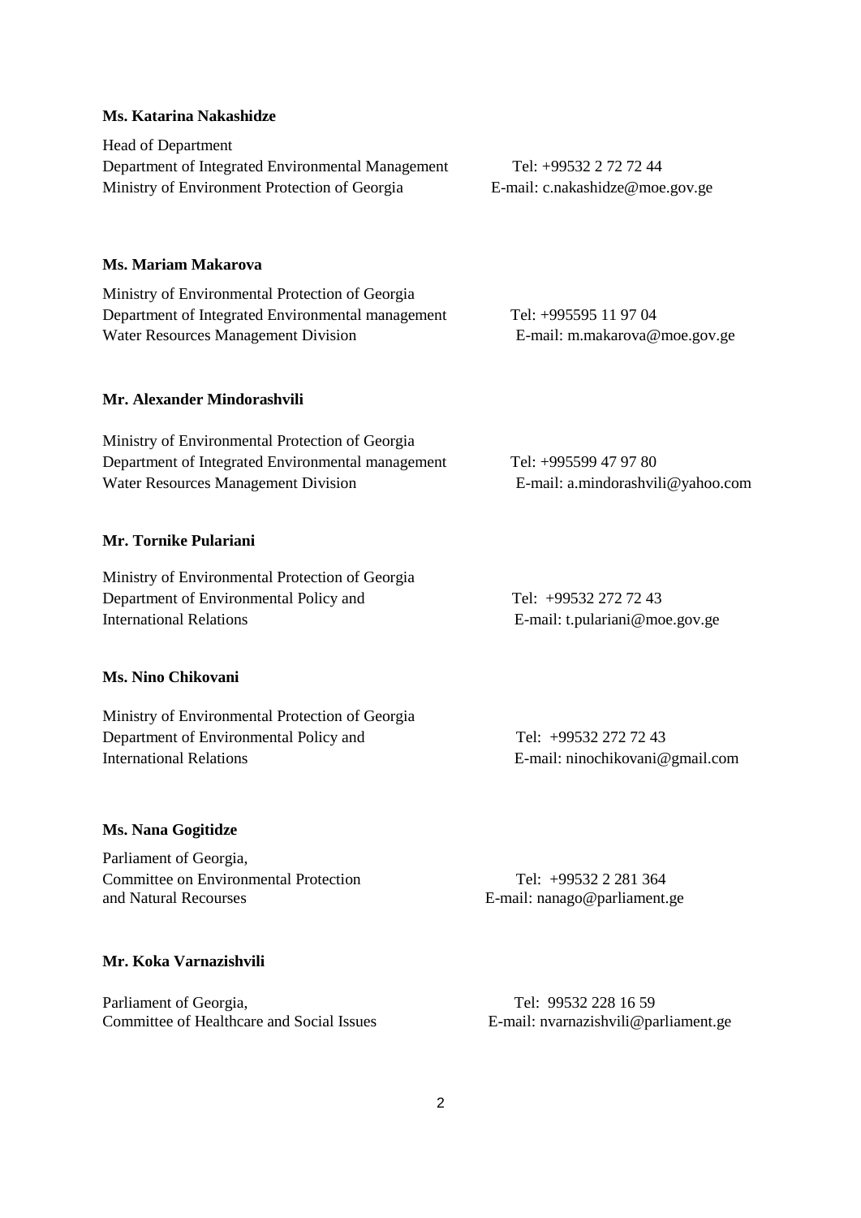**Ms. Katarina Nakashidze**

Head of Department
Department of Integrated Environmental Management
Ministry of Environment Protection of Georgia

Tel: +99532 2 72 72 44
E-mail: c.nakashidze@moe.gov.ge

**Ms. Mariam Makarova**

Ministry of Environmental Protection of Georgia
Department of Integrated Environmental management
Water Resources Management Division

Tel: +995595 11 97 04
E-mail: m.makarova@moe.gov.ge

**Mr. Alexander Mindorashvili**

Ministry of Environmental Protection of Georgia
Department of Integrated Environmental management
Water Resources Management Division

Tel: +995599 47 97 80
E-mail: a.mindorashvili@yahoo.com

**Mr. Tornike Pulariani**

Ministry of Environmental Protection of Georgia
Department of Environmental Policy and International Relations

Tel: +99532 272 72 43
E-mail: t.pulariani@moe.gov.ge

**Ms. Nino Chikovani**

Ministry of Environmental Protection of Georgia
Department of Environmental Policy and International Relations

Tel: +99532 272 72 43
E-mail: ninochikovani@gmail.com

**Ms. Nana Gogitidze**

Parliament of Georgia,
Committee on Environmental Protection and Natural Recourses

Tel: +99532 2 281 364
E-mail: nanago@parliament.ge

**Mr. Koka Varnazishvili**

Parliament of Georgia,
Committee of Healthcare and Social Issues

Tel: 99532 228 16 59
E-mail: nvarnazishvili@parliament.ge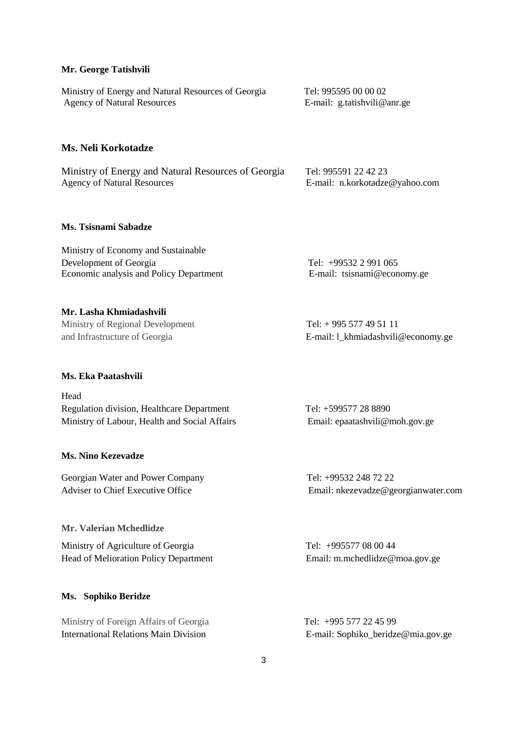**Mr. George Tatishvili**

Ministry of Energy and Natural Resources of Georgia
Agency of Natural Resources

Tel: 995595 00 00 02
E-mail: g.tatishvili@anr.ge

**Ms. Neli Korkotadze**

Ministry of Energy and Natural Resources of Georgia
Agency of Natural Resources

Tel: 995591 22 42 23
E-mail: n.korkotadze@yahoo.com

**Ms. Tsisnami Sabadze**

Ministry of Economy and Sustainable Development of Georgia
Economic analysis and Policy Department

Tel: +99532 2 991 065
E-mail: tsisnami@economy.ge

**Mr. Lasha Khmiadashvili**

Ministry of Regional Development and Infrastructure of Georgia

Tel: + 995 577 49 51 11
E-mail: l_khmiadashvili@economy.ge

**Ms. Eka Paatashvili**

Head
Regulation division, Healthcare Department
Ministry of Labour, Health and Social Affairs

Tel: +599577 28 8890
Email: epaatashvili@moh.gov.ge

**Ms. Nino Kezevadze**

Georgian Water and Power Company
Adviser to Chief Executive Office

Tel: +99532 248 72 22
Email: nkezevadze@georgianwater.com

**Mr. Valerian Mchedlidze**

Ministry of Agriculture of Georgia
Head of Melioration Policy Department

Tel: +995577 08 00 44
Email: m.mchedlidze@moa.gov.ge

**Ms. Sophiko Beridze**

Ministry of Foreign Affairs of Georgia
International Relations Main Division

Tel: +995 577 22 45 99
E-mail: Sophiko_beridze@mia.gov.ge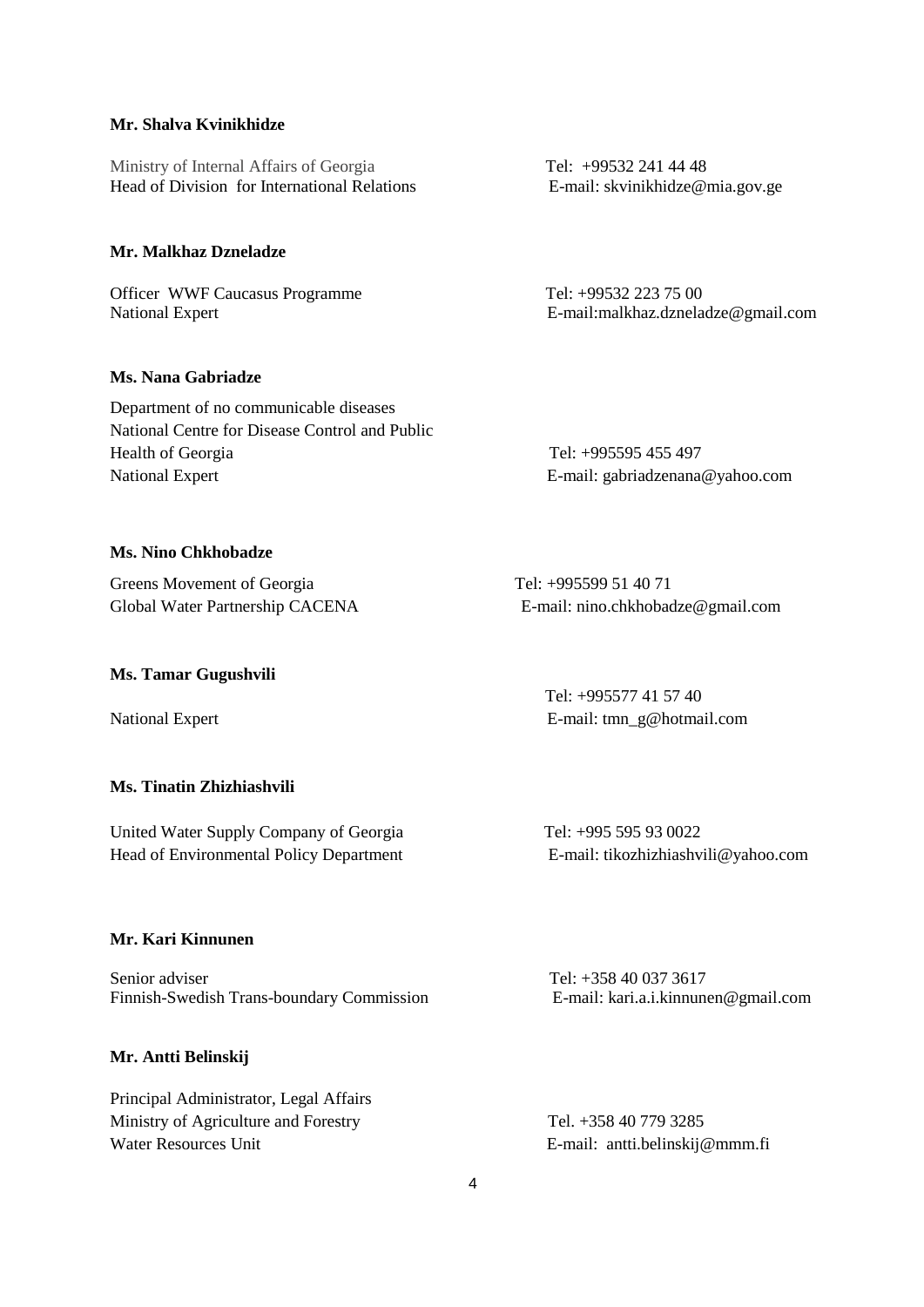**Mr. Shalva Kvinikhidze**

Ministry of Internal Affairs of Georgia
Head of Division for International Relations

Tel: +99532 241 44 48
E-mail: skvinikhidze@mia.gov.ge

**Mr. Malkhaz Dzneladze**

Officer WWF Caucasus Programme
National Expert

Tel: +99532 223 75 00
E-mail:malkhaz.dzneladze@gmail.com

**Ms. Nana Gabriadze**

Department of no communicable diseases
National Centre for Disease Control and Public Health of Georgia
National Expert

Tel: +995595 455 497
E-mail: gabriadzenana@yahoo.com

**Ms. Nino Chkhobadze**

Greens Movement of Georgia
Global Water Partnership CACENA

Tel: +995599 51 40 71
E-mail: nino.chkhobadze@gmail.com

**Ms. Tamar Gugushvili**

National Expert

Tel: +995577 41 57 40
E-mail: tmn_g@hotmail.com

**Ms. Tinatin Zhizhiashvili**

United Water Supply Company of Georgia
Head of Environmental Policy Department

Tel: +995 595 93 0022
E-mail: tikozhizhiashvili@yahoo.com

**Mr. Kari Kinnunen**

Senior adviser
Finnish-Swedish Trans-boundary Commission

Tel: +358 40 037 3617
E-mail: kari.a.i.kinnunen@gmail.com

**Mr. Antti Belinskij**

Principal Administrator, Legal Affairs
Ministry of Agriculture and Forestry
Water Resources Unit

Tel. +358 40 779 3285
E-mail: antti.belinskij@mmm.fi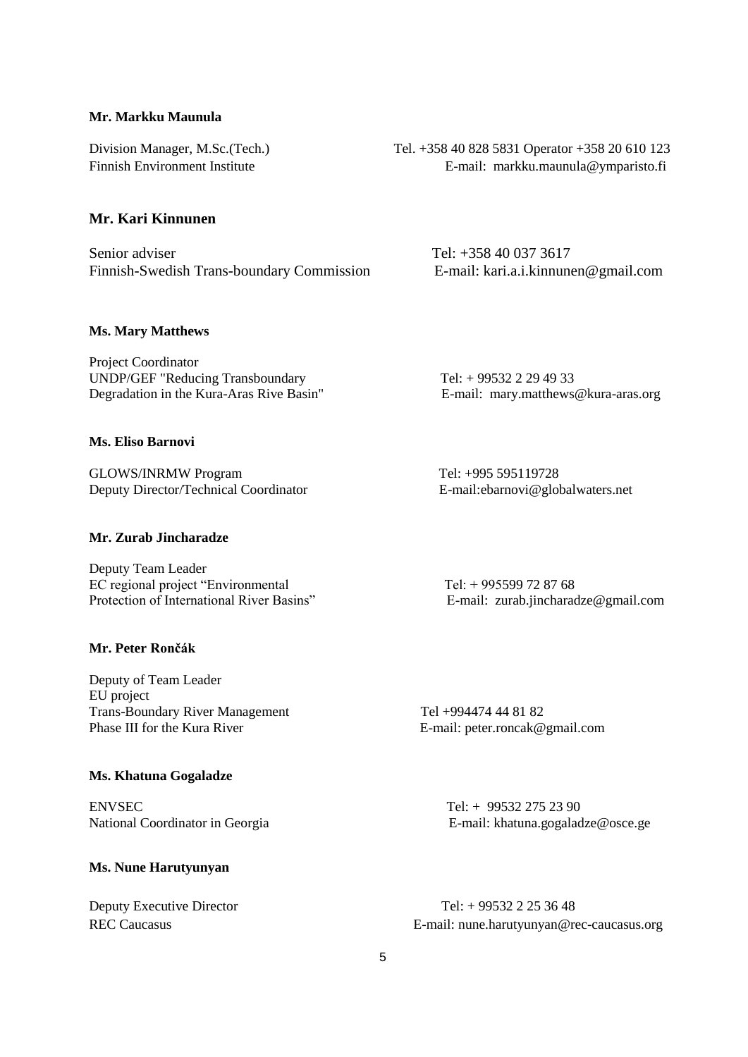**Mr. Markku Maunula**

Division Manager, M.Sc.(Tech.)
Finnish Environment Institute

Tel. +358 40 828 5831 Operator +358 20 610 123
E-mail: markku.maunula@ymparisto.fi

**Mr. Kari Kinnunen**

Senior adviser
Finnish-Swedish Trans-boundary Commission

Tel: +358 40 037 3617
E-mail: kari.a.i.kinnunen@gmail.com

**Ms. Mary Matthews**

Project Coordinator
UNDP/GEF "Reducing Transboundary Degradation in the Kura-Aras Rive Basin"

Tel: + 99532 2 29 49 33
E-mail: mary.matthews@kura-aras.org

**Ms. Eliso Barnovi**

GLOWS/INRMW Program
Deputy Director/Technical Coordinator

Tel: +995 595119728
E-mail:ebarnovi@globalwaters.net

**Mr. Zurab Jincharadze**

Deputy Team Leader
EC regional project "Environmental Protection of International River Basins"

Tel: + 995599 72 87 68
E-mail: zurab.jincharadze@gmail.com

**Mr. Peter Rončák**

Deputy of Team Leader
EU project
Trans-Boundary River Management Phase III for the Kura River

Tel +994474 44 81 82
E-mail: peter.roncak@gmail.com

**Ms. Khatuna Gogaladze**

ENVSEC
National Coordinator in Georgia

Tel: + 99532 275 23 90
E-mail: khatuna.gogaladze@osce.ge

**Ms. Nune Harutyunyan**

Deputy Executive Director
REC Caucasus

Tel: + 99532 2 25 36 48
E-mail: nune.harutyunyan@rec-caucasus.org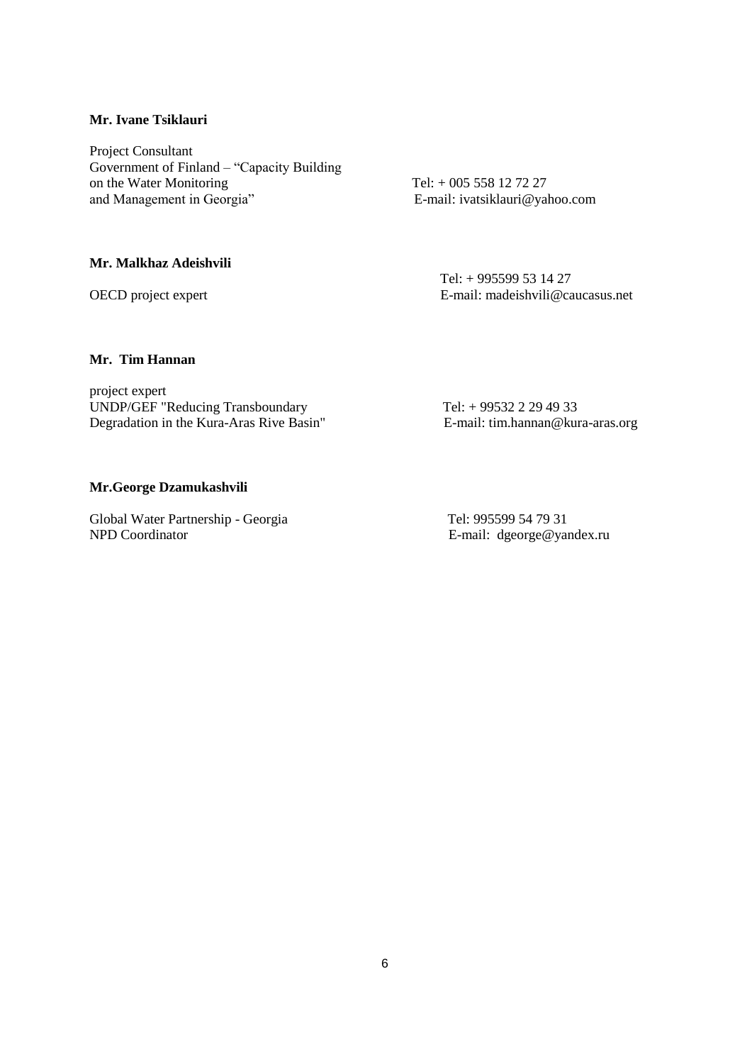**Mr. Ivane Tsiklauri**

Project Consultant
Government of Finland – "Capacity Building
on the Water Monitoring
and Management in Georgia"

Tel: + 005 558 12 72 27
E-mail: ivatsiklauri@yahoo.com

**Mr. Malkhaz Adeishvili**

OECD project expert

Tel: + 995599 53 14 27
E-mail: madeishvili@caucasus.net

**Mr. Tim Hannan**

project expert
UNDP/GEF "Reducing Transboundary
Degradation in the Kura-Aras Rive Basin"

Tel: + 99532 2 29 49 33
E-mail: tim.hannan@kura-aras.org

**Mr.George Dzamukashvili**

Global Water Partnership - Georgia
NPD Coordinator

Tel: 995599 54 79 31
E-mail: dgeorge@yandex.ru